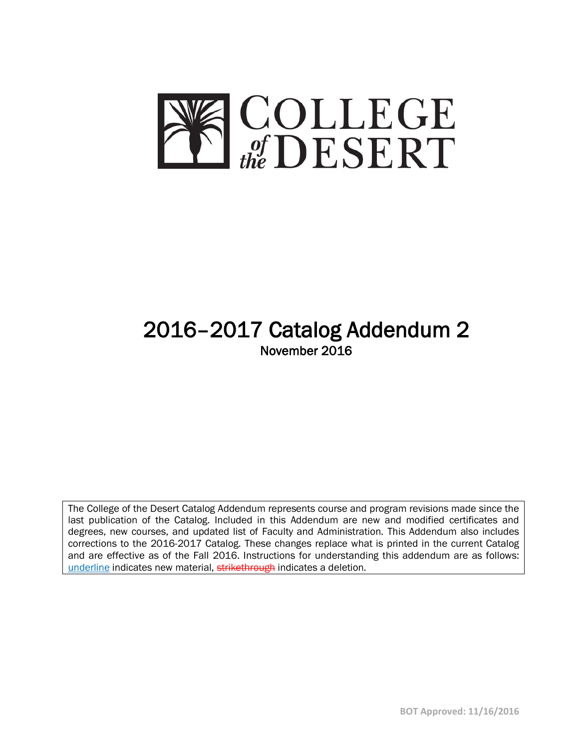# COLLEGE of the DESERT

# 2016–2017 Catalog Addendum 2

November 2016

The College of the Desert Catalog Addendum represents course and program revisions made since the last publication of the Catalog. Included in this Addendum are new and modified certificates and degrees, new courses, and updated list of Faculty and Administration. This Addendum also includes corrections to the 2016-2017 Catalog. These changes replace what is printed in the current Catalog and are effective as of the Fall 2016. Instructions for understanding this addendum are as follows: <u>underline</u> indicates new material, ~~strikethrough~~ indicates a deletion.

BOT Approved: 11/16/2016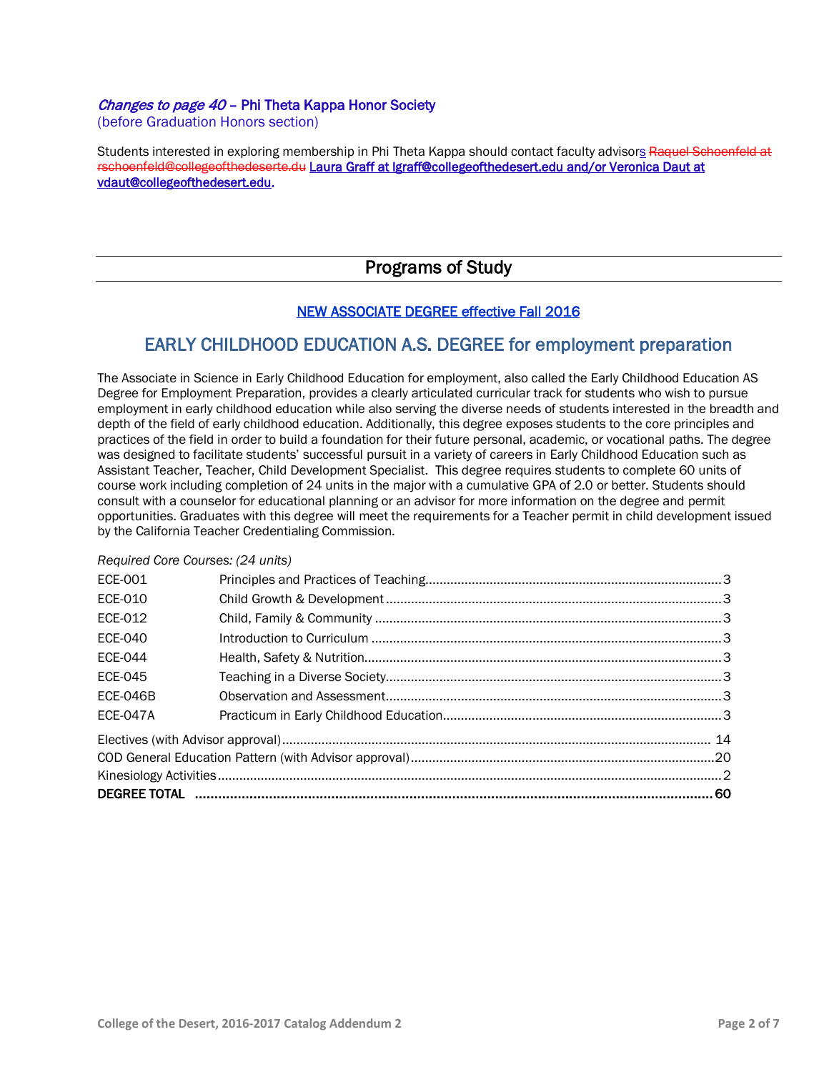*Changes to page 40* – **Phi Theta Kappa Honor Society**
(before Graduation Honors section)

Students interested in exploring membership in Phi Theta Kappa should contact faculty advisors ~~Raquel Schoenfeld at rschoenfeld@collegeofthedeserte.du~~ **Laura Graff at lgraff@collegeofthedesert.edu and/or Veronica Daut at vdaut@collegeofthedesert.edu.**

---

# Programs of Study

---

NEW ASSOCIATE DEGREE effective Fall 2016

## EARLY CHILDHOOD EDUCATION A.S. DEGREE for employment preparation

The Associate in Science in Early Childhood Education for employment, also called the Early Childhood Education AS Degree for Employment Preparation, provides a clearly articulated curricular track for students who wish to pursue employment in early childhood education while also serving the diverse needs of students interested in the breadth and depth of the field of early childhood education. Additionally, this degree exposes students to the core principles and practices of the field in order to build a foundation for their future personal, academic, or vocational paths. The degree was designed to facilitate students' successful pursuit in a variety of careers in Early Childhood Education such as Assistant Teacher, Teacher, Child Development Specialist. This degree requires students to complete 60 units of course work including completion of 24 units in the major with a cumulative GPA of 2.0 or better. Students should consult with a counselor for educational planning or an advisor for more information on the degree and permit opportunities. Graduates with this degree will meet the requirements for a Teacher permit in child development issued by the California Teacher Credentialing Commission.

*Required Core Courses: (24 units)*

| Course | Title | Units |
|---|---|---|
| ECE-001 | Principles and Practices of Teaching | 3 |
| ECE-010 | Child Growth & Development | 3 |
| ECE-012 | Child, Family & Community | 3 |
| ECE-040 | Introduction to Curriculum | 3 |
| ECE-044 | Health, Safety & Nutrition | 3 |
| ECE-045 | Teaching in a Diverse Society | 3 |
| ECE-046B | Observation and Assessment | 3 |
| ECE-047A | Practicum in Early Childhood Education | 3 |
| Electives (with Advisor approval) | | 14 |
| COD General Education Pattern (with Advisor approval) | | 20 |
| Kinesiology Activities | | 2 |
| **DEGREE TOTAL** | | **60** |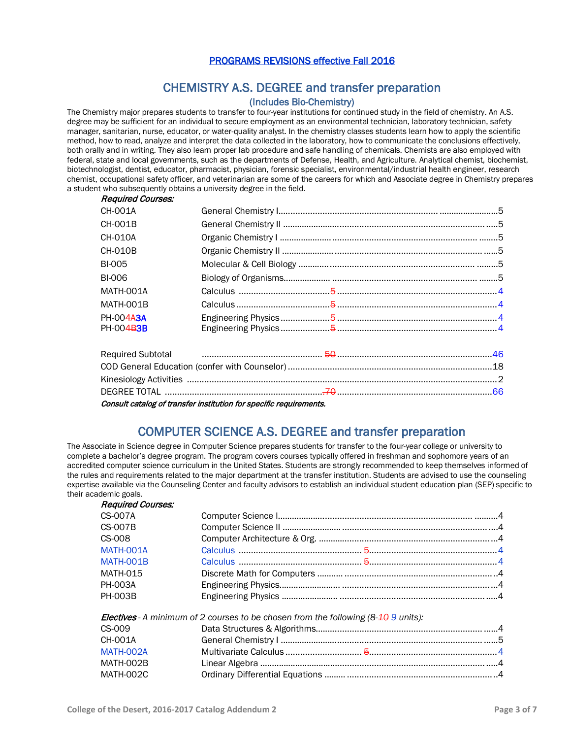PROGRAMS REVISIONS effective Fall 2016

# CHEMISTRY A.S. DEGREE and transfer preparation

## (Includes Bio-Chemistry)

The Chemistry major prepares students to transfer to four-year institutions for continued study in the field of chemistry. An A.S. degree may be sufficient for an individual to secure employment as an environmental technician, laboratory technician, safety manager, sanitarian, nurse, educator, or water-quality analyst. In the chemistry classes students learn how to apply the scientific method, how to read, analyze and interpret the data collected in the laboratory, how to communicate the conclusions effectively, both orally and in writing. They also learn proper lab procedure and safe handling of chemicals. Chemists are also employed with federal, state and local governments, such as the departments of Defense, Health, and Agriculture. Analytical chemist, biochemist, biotechnologist, dentist, educator, pharmacist, physician, forensic specialist, environmental/industrial health engineer, research chemist, occupational safety officer, and veterinarian are some of the careers for which and Associate degree in Chemistry prepares a student who subsequently obtains a university degree in the field.

***Required Courses:***

| Course | Title | Old Units | Units |
|---|---|---|---|
| CH-001A | General Chemistry I | | 5 |
| CH-001B | General Chemistry II | | 5 |
| CH-010A | Organic Chemistry I | | 5 |
| CH-010B | Organic Chemistry II | | 5 |
| BI-005 | Molecular & Cell Biology | | 5 |
| BI-006 | Biology of Organisms | | 5 |
| MATH-001A | Calculus | ~~5~~ | 4 |
| MATH-001B | Calculus | ~~5~~ | 4 |
| PH-00~~4A~~**3A** | Engineering Physics | ~~5~~ | 4 |
| PH-00~~4B~~**3B** | Engineering Physics | ~~5~~ | 4 |

| | | | |
|---|---|---|---|
| Required Subtotal | | ~~50~~ | 46 |
| COD General Education (confer with Counselor) | | | 18 |
| Kinesiology Activities | | | 2 |
| DEGREE TOTAL | | ~~70~~ | 66 |

***Consult catalog of transfer institution for specific requirements.***

# COMPUTER SCIENCE A.S. DEGREE and transfer preparation

The Associate in Science degree in Computer Science prepares students for transfer to the four-year college or university to complete a bachelor's degree program. The program covers courses typically offered in freshman and sophomore years of an accredited computer science curriculum in the United States. Students are strongly recommended to keep themselves informed of the rules and requirements related to the major department at the transfer institution. Students are advised to use the counseling expertise available via the Counseling Center and faculty advisors to establish an individual student education plan (SEP) specific to their academic goals.

***Required Courses:***

| Course | Title | Old Units | Units |
|---|---|---|---|
| CS-007A | Computer Science I | | 4 |
| CS-007B | Computer Science II | | 4 |
| CS-008 | Computer Architecture & Org. | | 4 |
| MATH-001A | Calculus | ~~5~~ | 4 |
| MATH-001B | Calculus | ~~5~~ | 4 |
| MATH-015 | Discrete Math for Computers | | 4 |
| PH-003A | Engineering Physics | | 4 |
| PH-003B | Engineering Physics | | 4 |

***Electives*** *- A minimum of 2 courses to be chosen from the following (8-~~10~~ 9 units):*

| Course | Title | Old Units | Units |
|---|---|---|---|
| CS-009 | Data Structures & Algorithms | | 4 |
| CH-001A | General Chemistry I | | 5 |
| MATH-002A | Multivariate Calculus | ~~5~~ | 4 |
| MATH-002B | Linear Algebra | | 4 |
| MATH-002C | Ordinary Differential Equations | | 4 |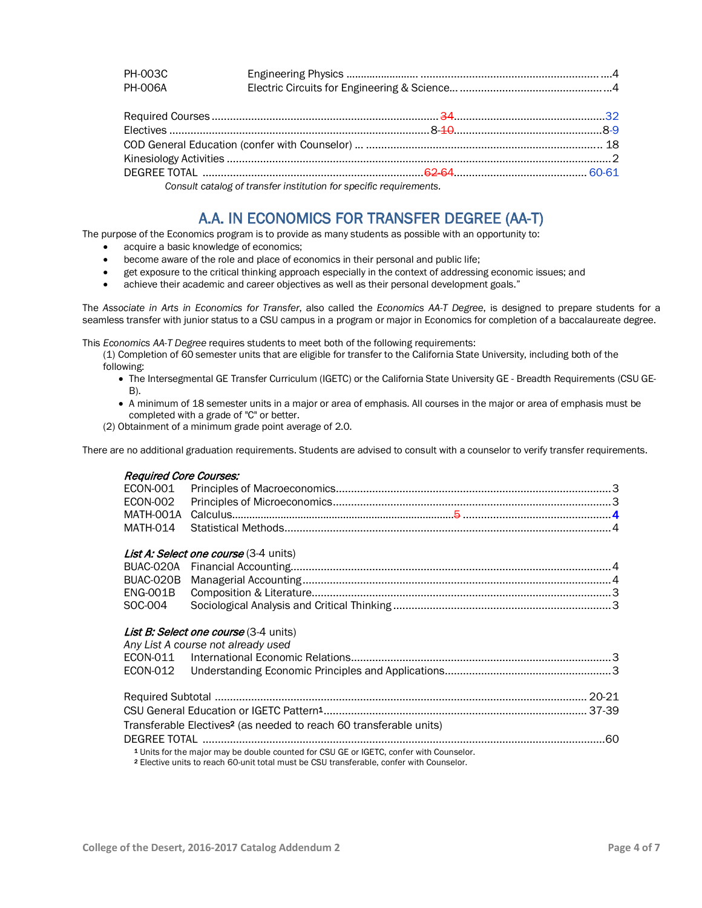| | | |
|---|---|---|
| PH-003C | Engineering Physics | 4 |
| PH-006A | Electric Circuits for Engineering & Science | 4 |

| | |
|---|---|
| Required Courses | ~~34~~ 32 |
| Electives | 8-~~10~~ 8-9 |
| COD General Education (confer with Counselor) | 18 |
| Kinesiology Activities | 2 |
| DEGREE TOTAL | ~~62-64~~ 60-61 |

*Consult catalog of transfer institution for specific requirements.*

## A.A. IN ECONOMICS FOR TRANSFER DEGREE (AA-T)

The purpose of the Economics program is to provide as many students as possible with an opportunity to:

- acquire a basic knowledge of economics;
- become aware of the role and place of economics in their personal and public life;
- get exposure to the critical thinking approach especially in the context of addressing economic issues; and
- achieve their academic and career objectives as well as their personal development goals."

The *Associate in Arts in Economics for Transfer*, also called the *Economics AA-T Degree*, is designed to prepare students for a seamless transfer with junior status to a CSU campus in a program or major in Economics for completion of a baccalaureate degree.

This *Economics AA-T Degree* requires students to meet both of the following requirements:

(1) Completion of 60 semester units that are eligible for transfer to the California State University, including both of the following:

- The Intersegmental GE Transfer Curriculum (IGETC) or the California State University GE - Breadth Requirements (CSU GE-B).
- A minimum of 18 semester units in a major or area of emphasis. All courses in the major or area of emphasis must be completed with a grade of "C" or better.

(2) Obtainment of a minimum grade point average of 2.0.

There are no additional graduation requirements. Students are advised to consult with a counselor to verify transfer requirements.

***Required Core Courses:***

| | | |
|---|---|---|
| ECON-001 | Principles of Macroeconomics | 3 |
| ECON-002 | Principles of Microeconomics | 3 |
| MATH-001A | Calculus | ~~5~~ **4** |
| MATH-014 | Statistical Methods | 4 |

***List A: Select one course*** (3-4 units)

| | | |
|---|---|---|
| BUAC-020A | Financial Accounting | 4 |
| BUAC-020B | Managerial Accounting | 4 |
| ENG-001B | Composition & Literature | 3 |
| SOC-004 | Sociological Analysis and Critical Thinking | 3 |

***List B: Select one course*** (3-4 units)

*Any List A course not already used*

| | | |
|---|---|---|
| ECON-011 | International Economic Relations | 3 |
| ECON-012 | Understanding Economic Principles and Applications | 3 |

| | |
|---|---|
| Required Subtotal | 20-21 |
| CSU General Education or IGETC Pattern[1] | 37-39 |
| Transferable Electives[2] (as needed to reach 60 transferable units) | |
| DEGREE TOTAL | 60 |

[1] Units for the major may be double counted for CSU GE or IGETC, confer with Counselor.
[2] Elective units to reach 60-unit total must be CSU transferable, confer with Counselor.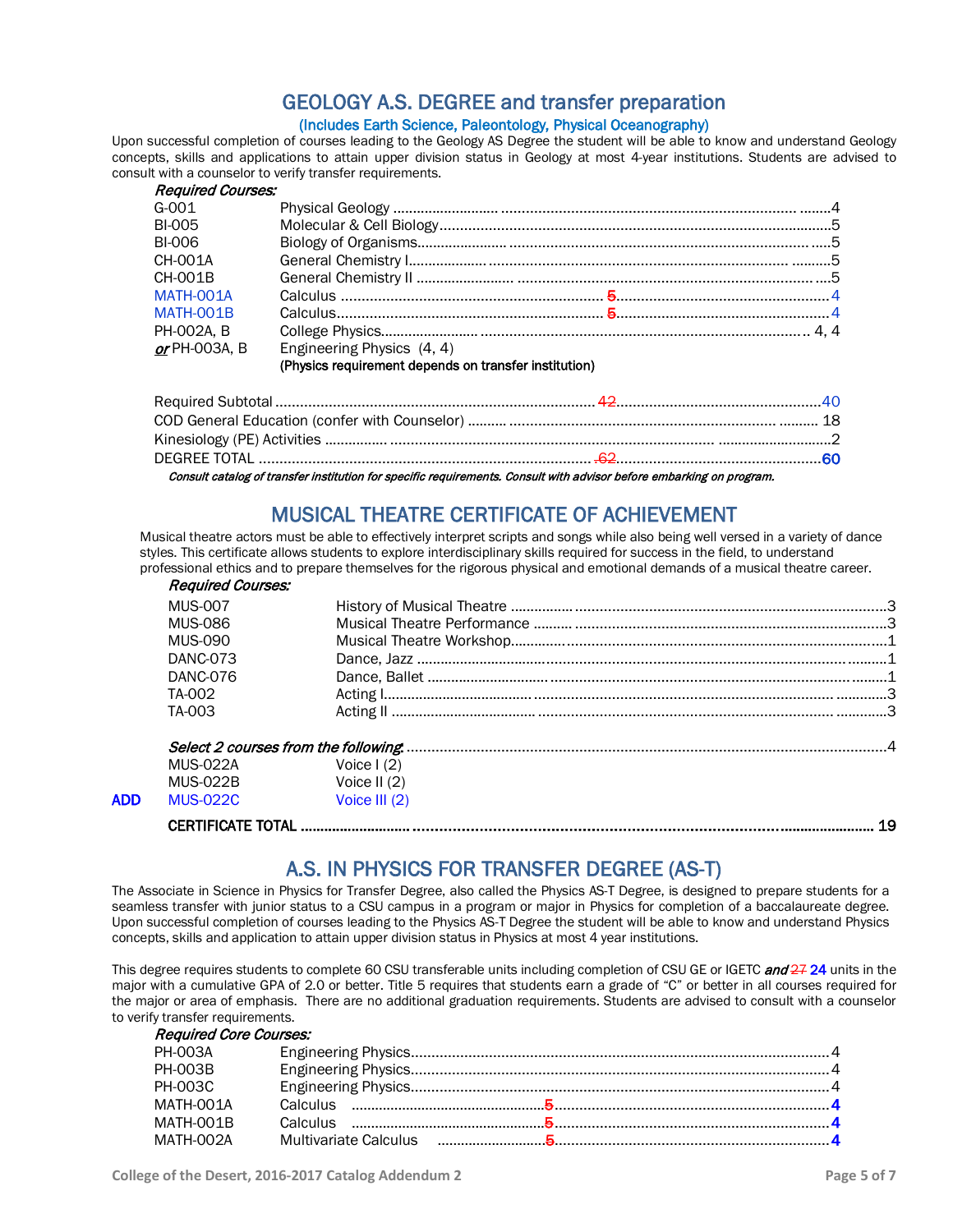## GEOLOGY A.S. DEGREE and transfer preparation

### (Includes Earth Science, Paleontology, Physical Oceanography)

Upon successful completion of courses leading to the Geology AS Degree the student will be able to know and understand Geology concepts, skills and applications to attain upper division status in Geology at most 4-year institutions. Students are advised to consult with a counselor to verify transfer requirements.

*Required Courses:*

| | | |
|---|---|---|
| G-001 | Physical Geology | 4 |
| BI-005 | Molecular & Cell Biology | 5 |
| BI-006 | Biology of Organisms | 5 |
| CH-001A | General Chemistry I | 5 |
| CH-001B | General Chemistry II | 5 |
| MATH-001A | Calculus | ~~5~~ 4 |
| MATH-001B | Calculus | ~~5~~ 4 |
| PH-002A, B | College Physics | 4, 4 |
| *or* PH-003A, B | Engineering Physics (4, 4) **(Physics requirement depends on transfer institution)** | |

| | |
|---|---|
| Required Subtotal | ~~42~~ 40 |
| COD General Education (confer with Counselor) | 18 |
| Kinesiology (PE) Activities | 2 |
| DEGREE TOTAL | ~~62~~ **60** |

***Consult catalog of transfer institution for specific requirements. Consult with advisor before embarking on program.***

## MUSICAL THEATRE CERTIFICATE OF ACHIEVEMENT

Musical theatre actors must be able to effectively interpret scripts and songs while also being well versed in a variety of dance styles. This certificate allows students to explore interdisciplinary skills required for success in the field, to understand professional ethics and to prepare themselves for the rigorous physical and emotional demands of a musical theatre career.

*Required Courses:*

| | | |
|---|---|---|
| MUS-007 | History of Musical Theatre | 3 |
| MUS-086 | Musical Theatre Performance | 3 |
| MUS-090 | Musical Theatre Workshop | 1 |
| DANC-073 | Dance, Jazz | 1 |
| DANC-076 | Dance, Ballet | 1 |
| TA-002 | Acting I | 3 |
| TA-003 | Acting II | 3 |

*Select 2 courses from the following.* ... 4

| | | |
|---|---|---|
| | MUS-022A | Voice I (2) |
| | MUS-022B | Voice II (2) |
| **ADD** | MUS-022C | Voice III (2) |

**CERTIFICATE TOTAL** ... 19

## A.S. IN PHYSICS FOR TRANSFER DEGREE (AS-T)

The Associate in Science in Physics for Transfer Degree, also called the Physics AS-T Degree, is designed to prepare students for a seamless transfer with junior status to a CSU campus in a program or major in Physics for completion of a baccalaureate degree. Upon successful completion of courses leading to the Physics AS-T Degree the student will be able to know and understand Physics concepts, skills and application to attain upper division status in Physics at most 4 year institutions.

This degree requires students to complete 60 CSU transferable units including completion of CSU GE or IGETC ***and*** ~~27~~ **24** units in the major with a cumulative GPA of 2.0 or better. Title 5 requires that students earn a grade of "C" or better in all courses required for the major or area of emphasis. There are no additional graduation requirements. Students are advised to consult with a counselor to verify transfer requirements.

*Required Core Courses:*

| | | |
|---|---|---|
| PH-003A | Engineering Physics | 4 |
| PH-003B | Engineering Physics | 4 |
| PH-003C | Engineering Physics | 4 |
| MATH-001A | Calculus | ~~5~~ **4** |
| MATH-001B | Calculus | ~~5~~ **4** |
| MATH-002A | Multivariate Calculus | ~~5~~ **4** |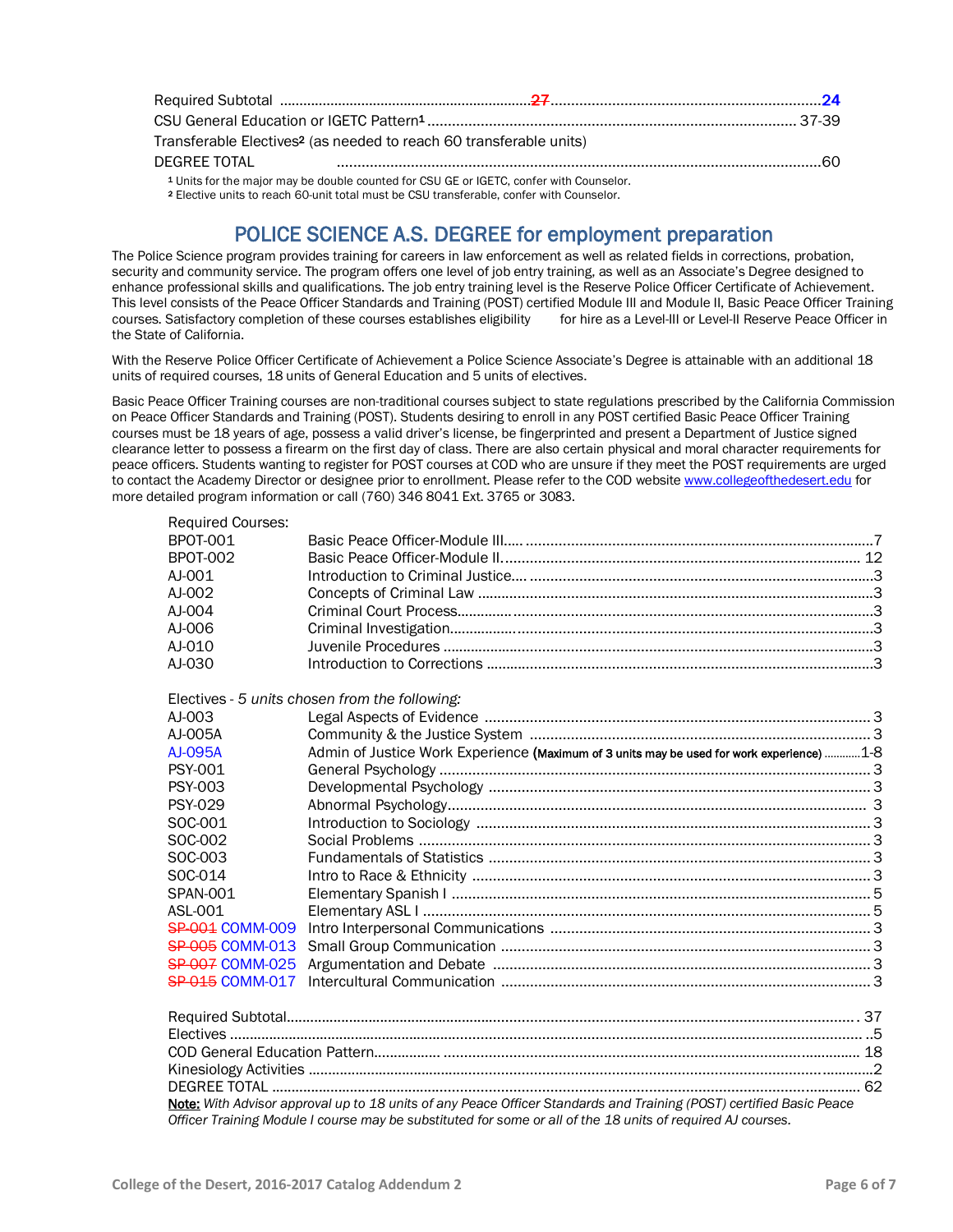| | |
|---|---|
| Required Subtotal | ~~27~~ 24 |
| CSU General Education or IGETC Pattern[1] | 37-39 |
| Transferable Electives[2] (as needed to reach 60 transferable units) | |
| DEGREE TOTAL | 60 |

[1] Units for the major may be double counted for CSU GE or IGETC, confer with Counselor.
[2] Elective units to reach 60-unit total must be CSU transferable, confer with Counselor.

## POLICE SCIENCE A.S. DEGREE for employment preparation

The Police Science program provides training for careers in law enforcement as well as related fields in corrections, probation, security and community service. The program offers one level of job entry training, as well as an Associate's Degree designed to enhance professional skills and qualifications. The job entry training level is the Reserve Police Officer Certificate of Achievement. This level consists of the Peace Officer Standards and Training (POST) certified Module III and Module II, Basic Peace Officer Training courses. Satisfactory completion of these courses establishes eligibility for hire as a Level-III or Level-II Reserve Peace Officer in the State of California.

With the Reserve Police Officer Certificate of Achievement a Police Science Associate's Degree is attainable with an additional 18 units of required courses, 18 units of General Education and 5 units of electives.

Basic Peace Officer Training courses are non-traditional courses subject to state regulations prescribed by the California Commission on Peace Officer Standards and Training (POST). Students desiring to enroll in any POST certified Basic Peace Officer Training courses must be 18 years of age, possess a valid driver's license, be fingerprinted and present a Department of Justice signed clearance letter to possess a firearm on the first day of class. There are also certain physical and moral character requirements for peace officers. Students wanting to register for POST courses at COD who are unsure if they meet the POST requirements are urged to contact the Academy Director or designee prior to enrollment. Please refer to the COD website www.collegeofthedesert.edu for more detailed program information or call (760) 346 8041 Ext. 3765 or 3083.

Required Courses:

| | | |
|---|---|---|
| BPOT-001 | Basic Peace Officer-Module III | 7 |
| BPOT-002 | Basic Peace Officer-Module II | 12 |
| AJ-001 | Introduction to Criminal Justice | 3 |
| AJ-002 | Concepts of Criminal Law | 3 |
| AJ-004 | Criminal Court Process | 3 |
| AJ-006 | Criminal Investigation | 3 |
| AJ-010 | Juvenile Procedures | 3 |
| AJ-030 | Introduction to Corrections | 3 |

Electives - *5 units chosen from the following:*

| | | |
|---|---|---|
| AJ-003 | Legal Aspects of Evidence | 3 |
| AJ-005A | Community & the Justice System | 3 |
| AJ-095A | Admin of Justice Work Experience (Maximum of 3 units may be used for work experience) | 1-8 |
| PSY-001 | General Psychology | 3 |
| PSY-003 | Developmental Psychology | 3 |
| PSY-029 | Abnormal Psychology | 3 |
| SOC-001 | Introduction to Sociology | 3 |
| SOC-002 | Social Problems | 3 |
| SOC-003 | Fundamentals of Statistics | 3 |
| SOC-014 | Intro to Race & Ethnicity | 3 |
| SPAN-001 | Elementary Spanish I | 5 |
| ASL-001 | Elementary ASL I | 5 |
| ~~SP-001~~ COMM-009 | Intro Interpersonal Communications | 3 |
| ~~SP-005~~ COMM-013 | Small Group Communication | 3 |
| ~~SP-007~~ COMM-025 | Argumentation and Debate | 3 |
| ~~SP-015~~ COMM-017 | Intercultural Communication | 3 |

| | |
|---|---|
| Required Subtotal | 37 |
| Electives | 5 |
| COD General Education Pattern | 18 |
| Kinesiology Activities | 2 |
| DEGREE TOTAL | 62 |

**Note:** *With Advisor approval up to 18 units of any Peace Officer Standards and Training (POST) certified Basic Peace Officer Training Module I course may be substituted for some or all of the 18 units of required AJ courses.*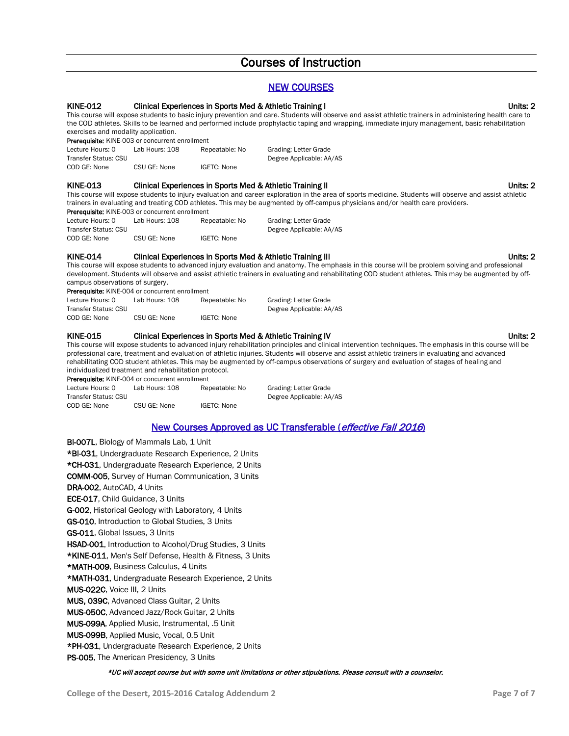# Courses of Instruction

## NEW COURSES

**KINE-012 Clinical Experiences in Sports Med & Athletic Training I** **Units: 2**

This course will expose students to basic injury prevention and care. Students will observe and assist athletic trainers in administering health care to the COD athletes. Skills to be learned and performed include prophylactic taping and wrapping, immediate injury management, basic rehabilitation exercises and modality application.

**Prerequisite:** KINE-003 or concurrent enrollment

| | | | |
|---|---|---|---|
| Lecture Hours: 0 | Lab Hours: 108 | Repeatable: No | Grading: Letter Grade |
| Transfer Status: CSU | | | Degree Applicable: AA/AS |
| COD GE: None | CSU GE: None | IGETC: None | |

**KINE-013 Clinical Experiences in Sports Med & Athletic Training II** **Units: 2**

This course will expose students to injury evaluation and career exploration in the area of sports medicine. Students will observe and assist athletic trainers in evaluating and treating COD athletes. This may be augmented by off-campus physicians and/or health care providers.

**Prerequisite:** KINE-003 or concurrent enrollment

| | | | |
|---|---|---|---|
| Lecture Hours: 0 | Lab Hours: 108 | Repeatable: No | Grading: Letter Grade |
| Transfer Status: CSU | | | Degree Applicable: AA/AS |
| COD GE: None | CSU GE: None | IGETC: None | |

**KINE-014 Clinical Experiences in Sports Med & Athletic Training III** **Units: 2**

This course will expose students to advanced injury evaluation and anatomy. The emphasis in this course will be problem solving and professional development. Students will observe and assist athletic trainers in evaluating and rehabilitating COD student athletes. This may be augmented by off-campus observations of surgery.

**Prerequisite:** KINE-004 or concurrent enrollment

| | | | |
|---|---|---|---|
| Lecture Hours: 0 | Lab Hours: 108 | Repeatable: No | Grading: Letter Grade |
| Transfer Status: CSU | | | Degree Applicable: AA/AS |
| COD GE: None | CSU GE: None | IGETC: None | |

**KINE-015 Clinical Experiences in Sports Med & Athletic Training IV** **Units: 2**

This course will expose students to advanced injury rehabilitation principles and clinical intervention techniques. The emphasis in this course will be professional care, treatment and evaluation of athletic injuries. Students will observe and assist athletic trainers in evaluating and advanced rehabilitating COD student athletes. This may be augmented by off-campus observations of surgery and evaluation of stages of healing and individualized treatment and rehabilitation protocol.

**Prerequisite:** KINE-004 or concurrent enrollment

| | | | |
|---|---|---|---|
| Lecture Hours: 0 | Lab Hours: 108 | Repeatable: No | Grading: Letter Grade |
| Transfer Status: CSU | | | Degree Applicable: AA/AS |
| COD GE: None | CSU GE: None | IGETC: None | |

## New Courses Approved as UC Transferable (*effective Fall 2016*)

**BI-007L**, Biology of Mammals Lab, 1 Unit
**\*BI-031**, Undergraduate Research Experience, 2 Units
**\*CH-031**, Undergraduate Research Experience, 2 Units
**COMM-005**, Survey of Human Communication, 3 Units
**DRA-002**, AutoCAD, 4 Units
**ECE-017**, Child Guidance, 3 Units
**G-002**, Historical Geology with Laboratory, 4 Units
**GS-010**, Introduction to Global Studies, 3 Units
**GS-011**, Global Issues, 3 Units
**HSAD-001**, Introduction to Alcohol/Drug Studies, 3 Units
**\*KINE-011**, Men's Self Defense, Health & Fitness, 3 Units
**\*MATH-009**, Business Calculus, 4 Units
**\*MATH-031**, Undergraduate Research Experience, 2 Units
**MUS-022C**, Voice III, 2 Units
**MUS, 039C**, Advanced Class Guitar, 2 Units
**MUS-050C**, Advanced Jazz/Rock Guitar, 2 Units
**MUS-099A**, Applied Music, Instrumental, .5 Unit
**MUS-099B**, Applied Music, Vocal, 0.5 Unit
**\*PH-031**, Undergraduate Research Experience, 2 Units
**PS-005**, The American Presidency, 3 Units

***\*UC will accept course but with some unit limitations or other stipulations. Please consult with a counselor.***